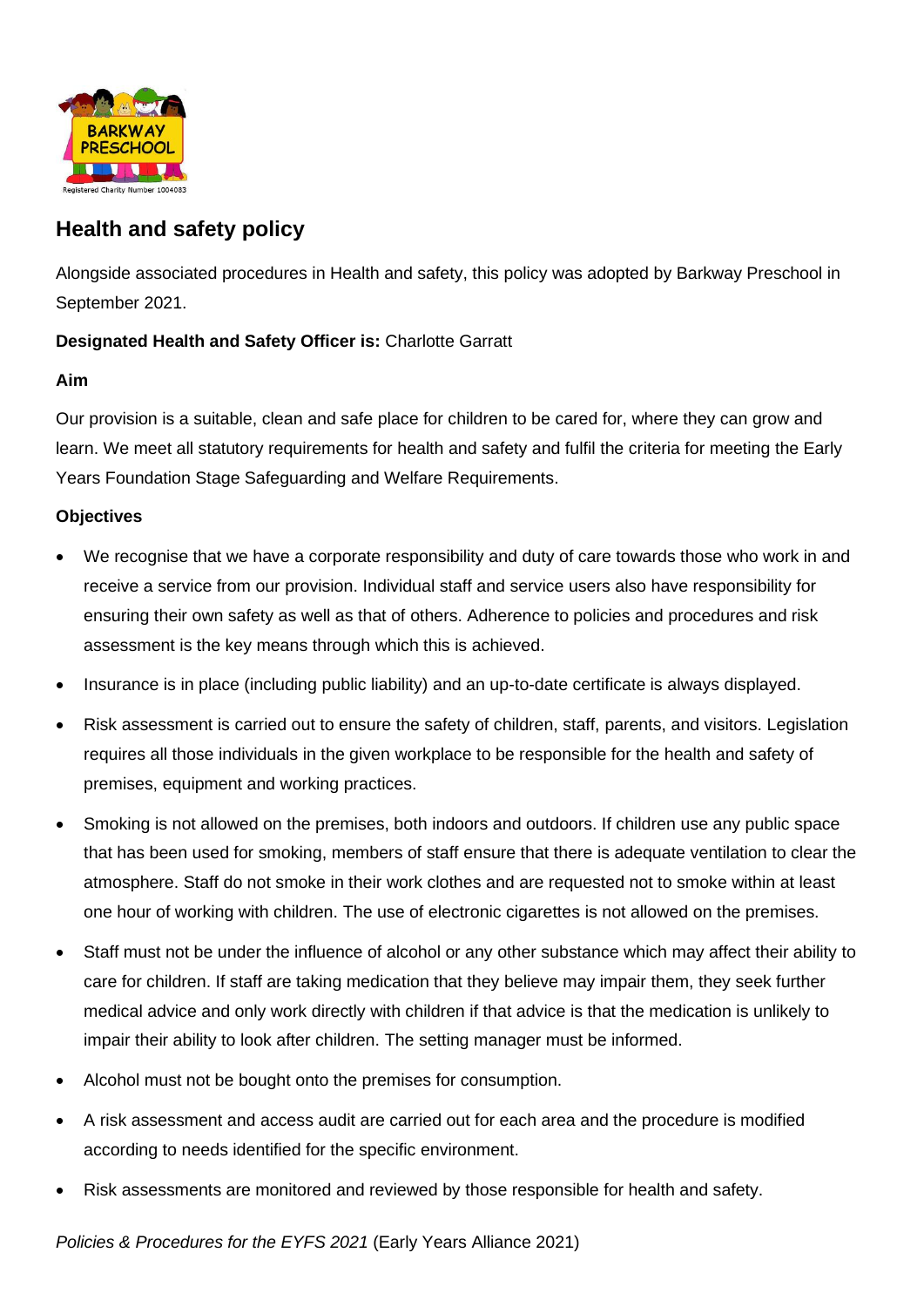## Health and safety policy

Alongside associated procedures in Health and safety, this policy was adopted by Barkway Preschool in September 2021.

**Designated Health and Safety Officer is:** Charlotte Garratt

**Aim**

Our provision is a suitable, clean and safe place for children to be cared for, where they can grow and learn. We meet all statutory requirements for health and safety and fulfil the criteria for meeting the Early Years Foundation Stage Safeguarding and Welfare Requirements.

**Objectives**

- We recognise that we have a corporate responsibility and duty of care towards those who work in and receive a service from our provision. Individual staff and service users also have responsibility for ensuring their own safety as well as that of others. Adherence to policies and procedures and risk assessment is the key means through which this is achieved.
- Insurance is in place (including public liability) and an up-to-date certificate is always displayed.
- Risk assessment is carried out to ensure the safety of children, staff, parents, and visitors. Legislation requires all those individuals in the given workplace to be responsible for the health and safety of premises, equipment and working practices.
- Smoking is not allowed on the premises, both indoors and outdoors. If children use any public space that has been used for smoking, members of staff ensure that there is adequate ventilation to clear the atmosphere. Staff do not smoke in their work clothes and are requested not to smoke within at least one hour of working with children. The use of electronic cigarettes is not allowed on the premises.
- Staff must not be under the influence of alcohol or any other substance which may affect their ability to care for children. If staff are taking medication that they believe may impair them, they seek further medical advice and only work directly with children if that advice is that the medication is unlikely to impair their ability to look after children. The setting manager must be informed.
- Alcohol must not be bought onto the premises for consumption.
- A risk assessment and access audit are carried out for each area and the procedure is modified according to needs identified for the specific environment.
- Risk assessments are monitored and reviewed by those responsible for health and safety.

*Policies & Procedures for the EYFS 2021* (Early Years Alliance 2021)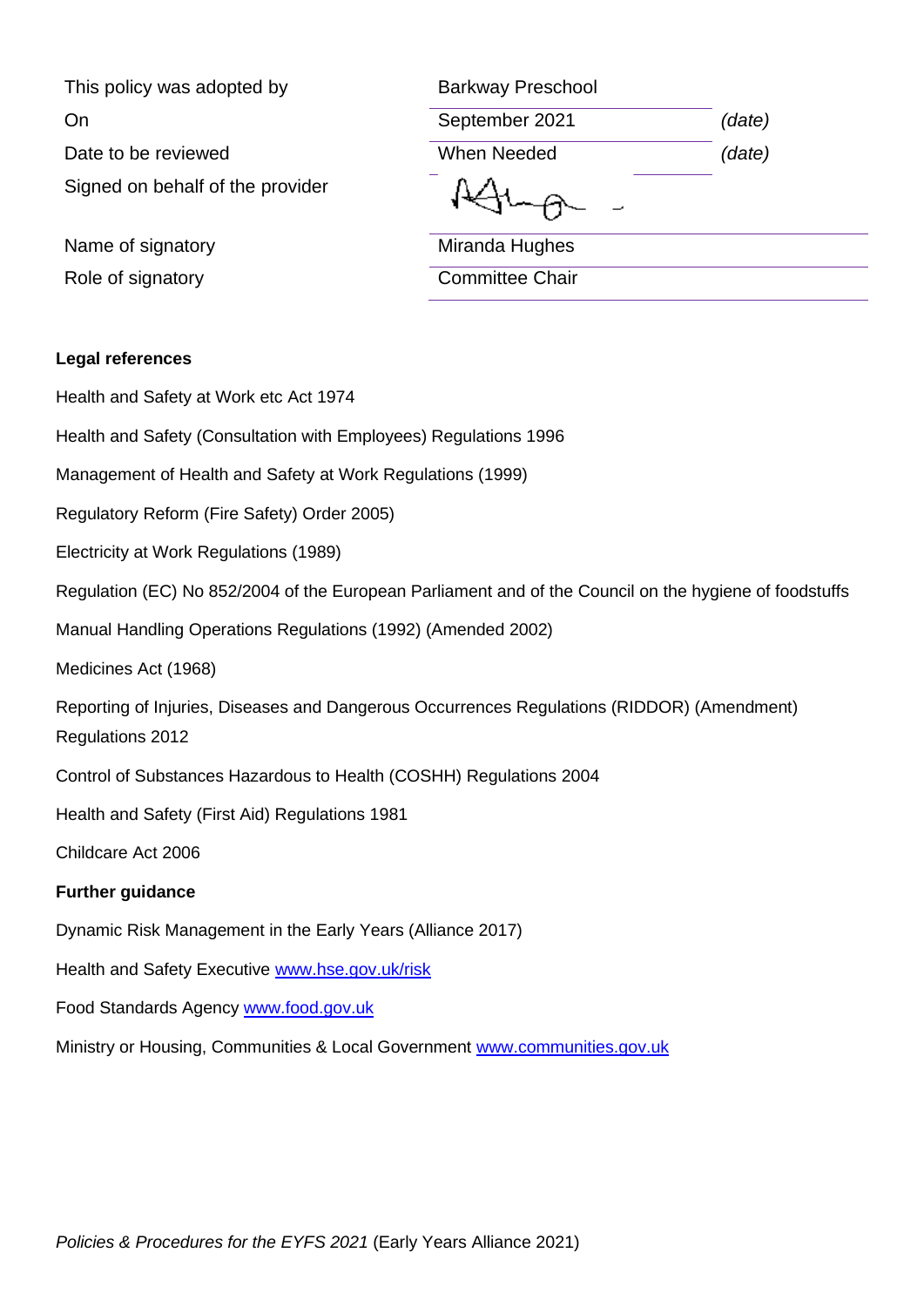| | | |
|---|---|---|
| This policy was adopted by | Barkway Preschool | |
| On | September 2021 | *(date)* |
| Date to be reviewed | When Needed | *(date)* |
| Signed on behalf of the provider | | |
| Name of signatory | Miranda Hughes | |
| Role of signatory | Committee Chair | |

**Legal references**

Health and Safety at Work etc Act 1974

Health and Safety (Consultation with Employees) Regulations 1996

Management of Health and Safety at Work Regulations (1999)

Regulatory Reform (Fire Safety) Order 2005)

Electricity at Work Regulations (1989)

Regulation (EC) No 852/2004 of the European Parliament and of the Council on the hygiene of foodstuffs

Manual Handling Operations Regulations (1992) (Amended 2002)

Medicines Act (1968)

Reporting of Injuries, Diseases and Dangerous Occurrences Regulations (RIDDOR) (Amendment) Regulations 2012

Control of Substances Hazardous to Health (COSHH) Regulations 2004

Health and Safety (First Aid) Regulations 1981

Childcare Act 2006

**Further guidance**

Dynamic Risk Management in the Early Years (Alliance 2017)

Health and Safety Executive www.hse.gov.uk/risk

Food Standards Agency www.food.gov.uk

Ministry or Housing, Communities & Local Government www.communities.gov.uk

*Policies & Procedures for the EYFS 2021* (Early Years Alliance 2021)